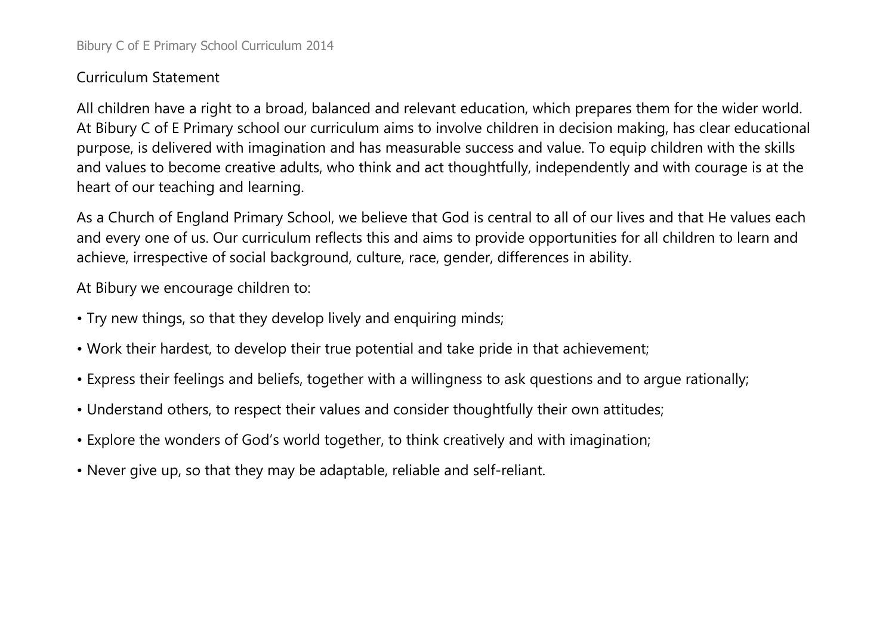## Curriculum Statement

All children have a right to a broad, balanced and relevant education, which prepares them for the wider world. At Bibury C of E Primary school our curriculum aims to involve children in decision making, has clear educational purpose, is delivered with imagination and has measurable success and value. To equip children with the skills and values to become creative adults, who think and act thoughtfully, independently and with courage is at the heart of our teaching and learning.

As a Church of England Primary School, we believe that God is central to all of our lives and that He values each and every one of us. Our curriculum reflects this and aims to provide opportunities for all children to learn and achieve, irrespective of social background, culture, race, gender, differences in ability.

At Bibury we encourage children to:

- Try new things, so that they develop lively and enquiring minds;
- Work their hardest, to develop their true potential and take pride in that achievement;
- Express their feelings and beliefs, together with a willingness to ask questions and to argue rationally;
- Understand others, to respect their values and consider thoughtfully their own attitudes;
- Explore the wonders of God's world together, to think creatively and with imagination;
- Never give up, so that they may be adaptable, reliable and self-reliant.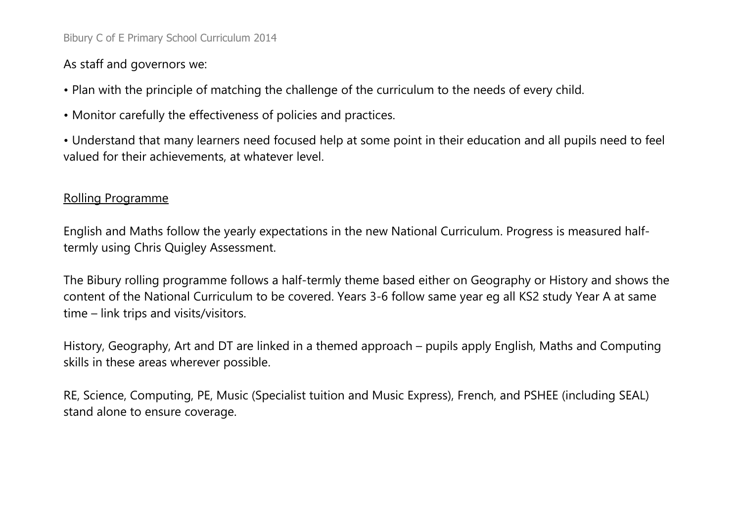As staff and governors we:

- Plan with the principle of matching the challenge of the curriculum to the needs of every child.
- Monitor carefully the effectiveness of policies and practices.
- Understand that many learners need focused help at some point in their education and all pupils need to feel valued for their achievements, at whatever level.

## Rolling Programme

English and Maths follow the yearly expectations in the new National Curriculum. Progress is measured half-termly using Chris Quigley Assessment.

The Bibury rolling programme follows a half-termly theme based either on Geography or History and shows the content of the National Curriculum to be covered. Years 3-6 follow same year eg all KS2 study Year A at same time – link trips and visits/visitors.

History, Geography, Art and DT are linked in a themed approach – pupils apply English, Maths and Computing skills in these areas wherever possible.

RE, Science, Computing, PE, Music (Specialist tuition and Music Express), French, and PSHEE (including SEAL) stand alone to ensure coverage.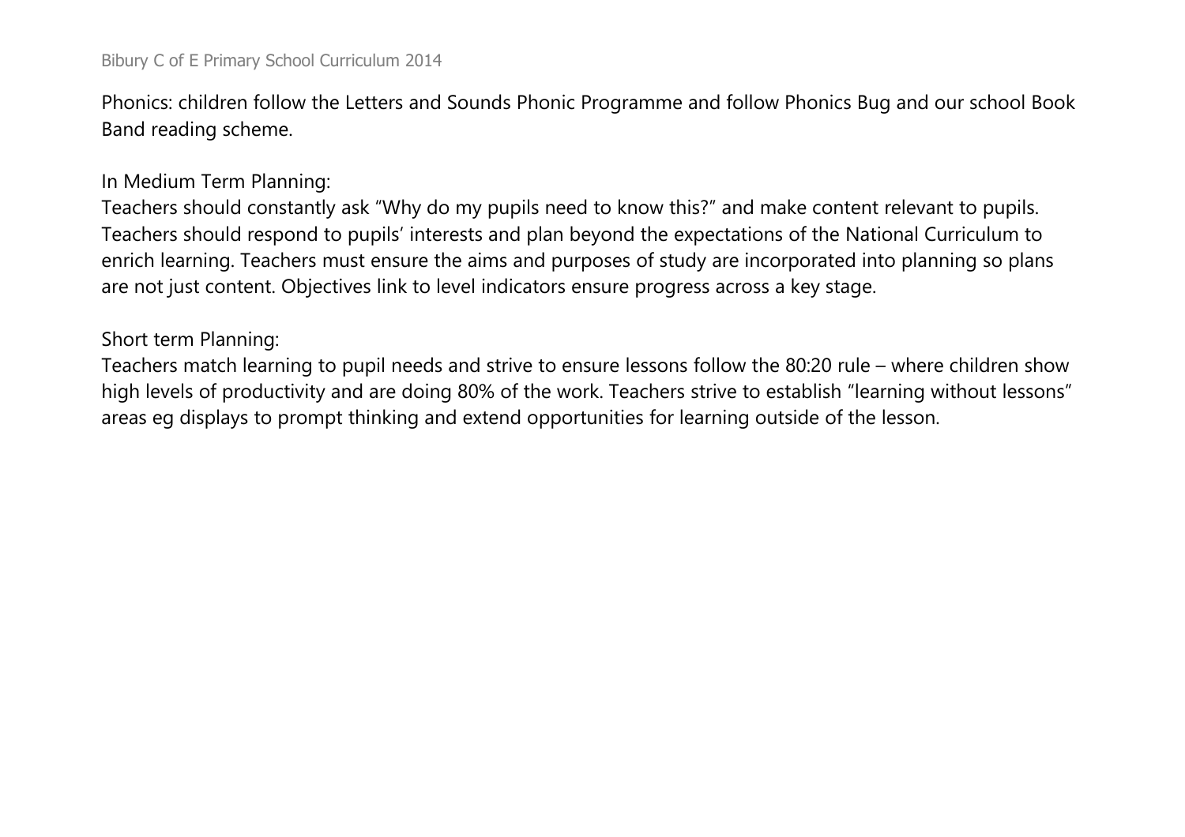Phonics: children follow the Letters and Sounds Phonic Programme and follow Phonics Bug and our school Book Band reading scheme.

In Medium Term Planning:
Teachers should constantly ask "Why do my pupils need to know this?" and make content relevant to pupils. Teachers should respond to pupils' interests and plan beyond the expectations of the National Curriculum to enrich learning. Teachers must ensure the aims and purposes of study are incorporated into planning so plans are not just content. Objectives link to level indicators ensure progress across a key stage.

Short term Planning:
Teachers match learning to pupil needs and strive to ensure lessons follow the 80:20 rule – where children show high levels of productivity and are doing 80% of the work. Teachers strive to establish "learning without lessons" areas eg displays to prompt thinking and extend opportunities for learning outside of the lesson.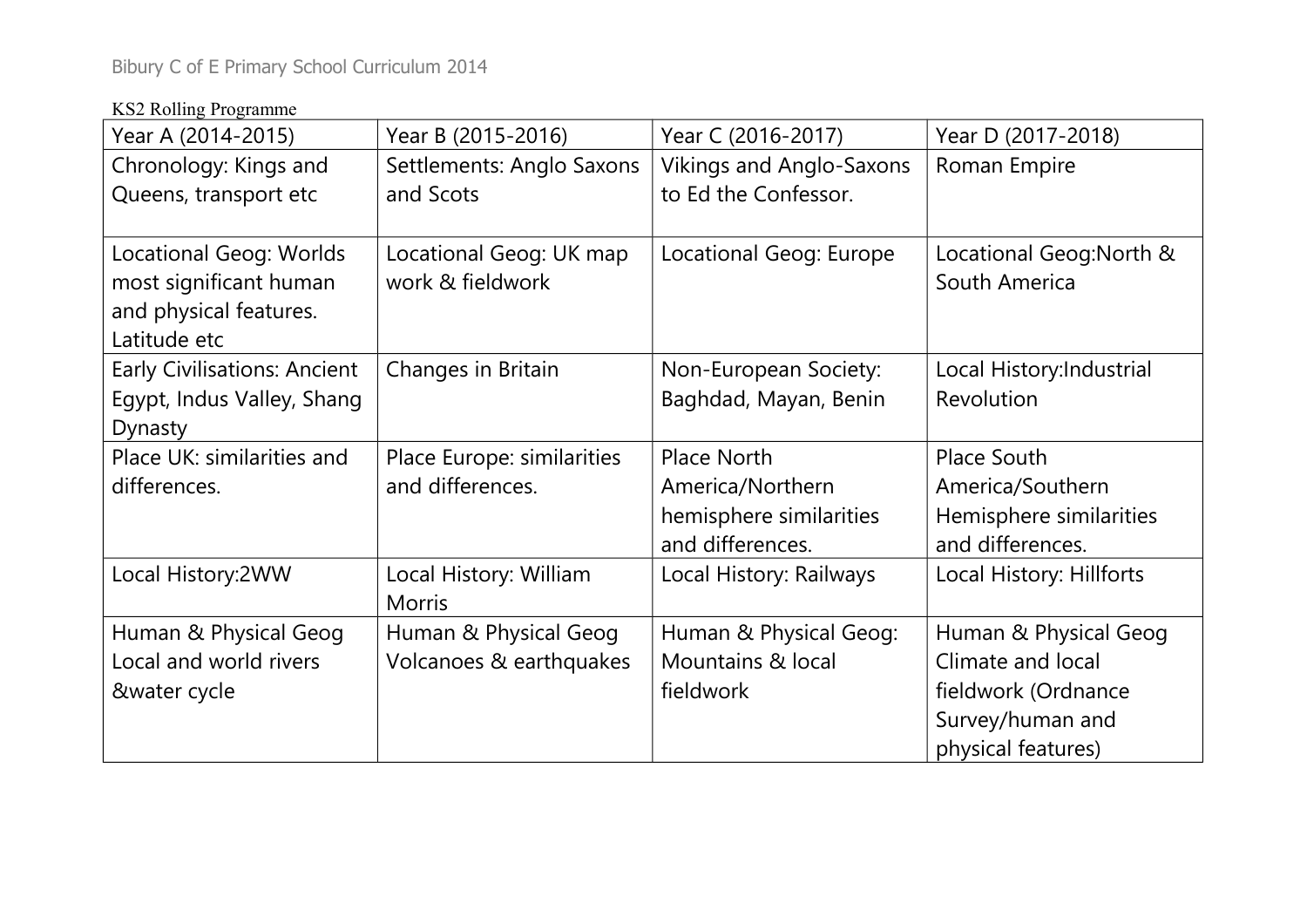KS2 Rolling Programme

| Year A (2014-2015) | Year B (2015-2016) | Year C (2016-2017) | Year D (2017-2018) |
|---|---|---|---|
| Chronology: Kings and Queens, transport etc | Settlements: Anglo Saxons and Scots | Vikings and Anglo-Saxons to Ed the Confessor. | Roman Empire |
| Locational Geog: Worlds most significant human and physical features. Latitude etc | Locational Geog: UK map work & fieldwork | Locational Geog: Europe | Locational Geog:North & South America |
| Early Civilisations: Ancient Egypt, Indus Valley, Shang Dynasty | Changes in Britain | Non-European Society: Baghdad, Mayan, Benin | Local History:Industrial Revolution |
| Place UK: similarities and differences. | Place Europe: similarities and differences. | Place North America/Northern hemisphere similarities and differences. | Place South America/Southern Hemisphere similarities and differences. |
| Local History:2WW | Local History: William Morris | Local History: Railways | Local History: Hillforts |
| Human & Physical Geog Local and world rivers &water cycle | Human & Physical Geog Volcanoes & earthquakes | Human & Physical Geog: Mountains & local fieldwork | Human & Physical Geog Climate and local fieldwork (Ordnance Survey/human and physical features) |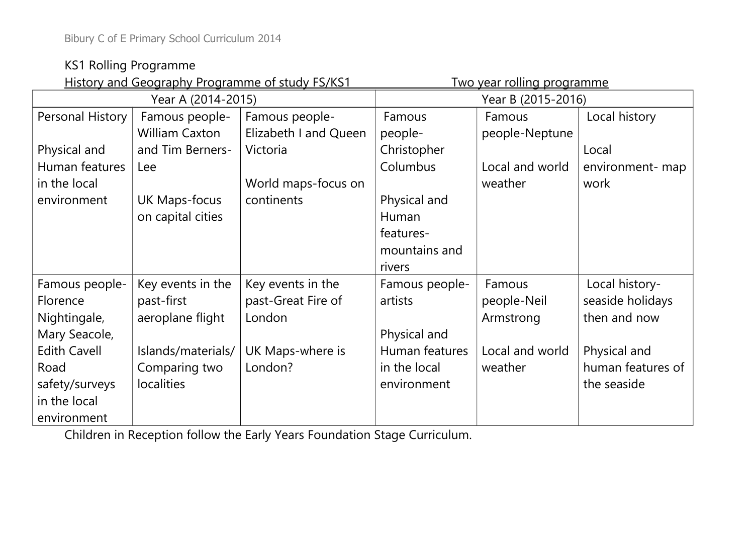KS1 Rolling Programme

History and Geography Programme of study FS/KS1 Two year rolling programme

| Year A (2014-2015) | | | Year B (2015-2016) | | |
|---|---|---|---|---|---|
| Personal History<br><br>Physical and Human features in the local environment | Famous people- William Caxton and Tim Berners-Lee<br><br>UK Maps-focus on capital cities | Famous people- Elizabeth I and Queen Victoria<br><br>World maps-focus on continents | Famous people- Christopher Columbus<br><br>Physical and Human features- mountains and rivers | Famous people-Neptune<br><br>Local and world weather | Local history<br><br>Local environment- map work |
| Famous people- Florence Nightingale, Mary Seacole, Edith Cavell Road safety/surveys in the local environment | Key events in the past-first aeroplane flight<br><br>Islands/materials/ Comparing two localities | Key events in the past-Great Fire of London<br><br>UK Maps-where is London? | Famous people- artists<br><br>Physical and Human features in the local environment | Famous people-Neil Armstrong<br><br>Local and world weather | Local history- seaside holidays then and now<br><br>Physical and human features of the seaside |

Children in Reception follow the Early Years Foundation Stage Curriculum.